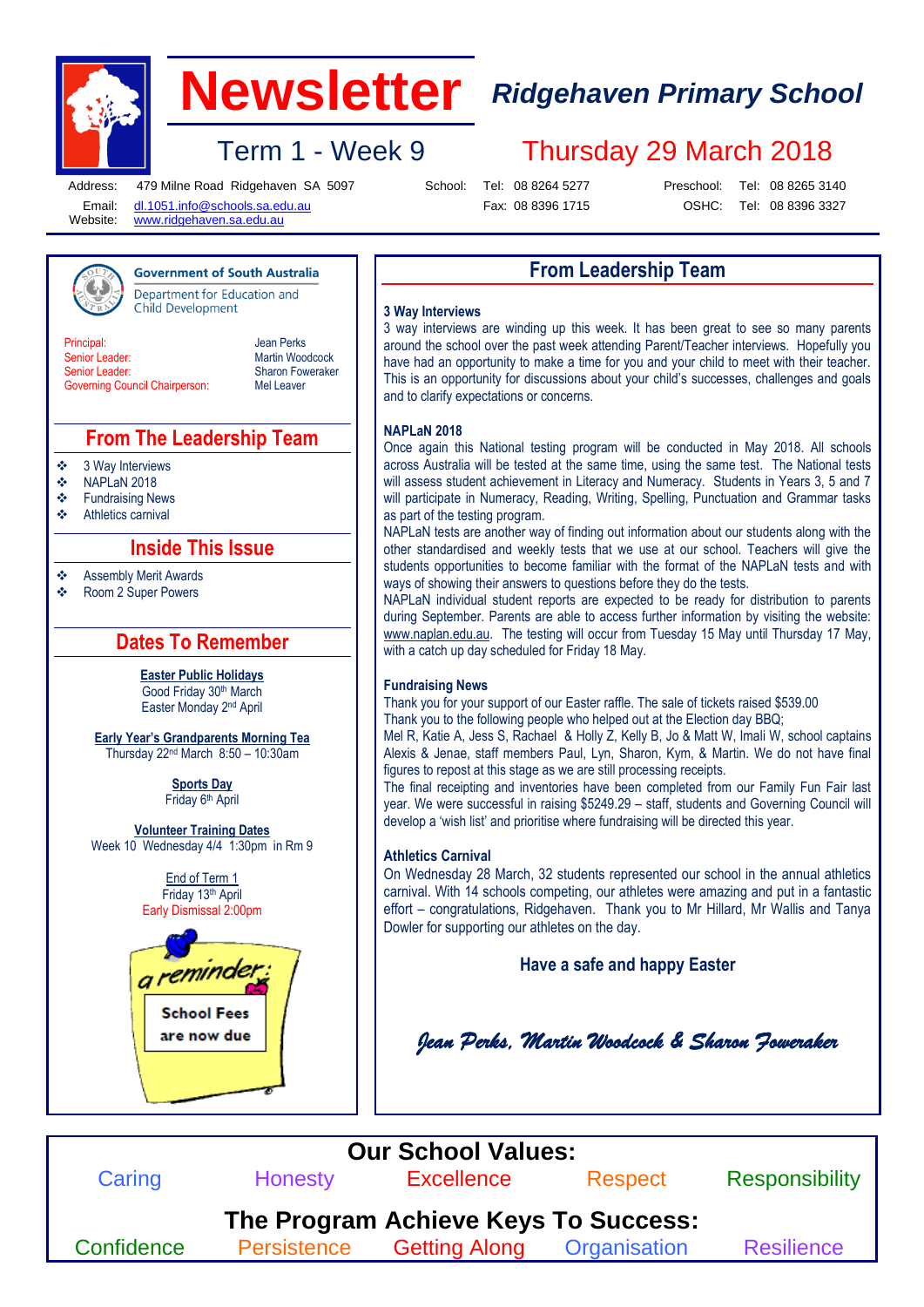# Newsletter

## Ridgehaven Primary School

### Term 1 - Week 9 — Thursday 29 March 2018

Address: 479 Milne Road Ridgehaven SA 5097
Email: dl.1051.info@schools.sa.edu.au
Website: www.ridgehaven.sa.edu.au

School: Tel: 08 8264 5277 Fax: 08 8396 1715
Preschool: Tel: 08 8265 3140
OSHC: Tel: 08 8396 3327

**Government of South Australia**
Department for Education and Child Development

| | |
|---|---|
| Principal: | Jean Perks |
| Senior Leader: | Martin Woodcock |
| Senior Leader: | Sharon Foweraker |
| Governing Council Chairperson: | Mel Leaver |

## From The Leadership Team

- 3 Way Interviews
- NAPLaN 2018
- Fundraising News
- Athletics carnival

## Inside This Issue

- Assembly Merit Awards
- Room 2 Super Powers

## Dates To Remember

**Easter Public Holidays**
Good Friday 30th March
Easter Monday 2nd April

**Early Year's Grandparents Morning Tea**
Thursday 22nd March 8:50 – 10:30am

**Sports Day**
Friday 6th April

**Volunteer Training Dates**
Week 10 Wednesday 4/4 1:30pm in Rm 9

End of Term 1
Friday 13th April
Early Dismissal 2:00pm

a reminder: School Fees are now due

## From Leadership Team

### 3 Way Interviews

3 way interviews are winding up this week. It has been great to see so many parents around the school over the past week attending Parent/Teacher interviews. Hopefully you have had an opportunity to make a time for you and your child to meet with their teacher. This is an opportunity for discussions about your child's successes, challenges and goals and to clarify expectations or concerns.

### NAPLaN 2018

Once again this National testing program will be conducted in May 2018. All schools across Australia will be tested at the same time, using the same test. The National tests will assess student achievement in Literacy and Numeracy. Students in Years 3, 5 and 7 will participate in Numeracy, Reading, Writing, Spelling, Punctuation and Grammar tasks as part of the testing program.

NAPLaN tests are another way of finding out information about our students along with the other standardised and weekly tests that we use at our school. Teachers will give the students opportunities to become familiar with the format of the NAPLaN tests and with ways of showing their answers to questions before they do the tests.

NAPLaN individual student reports are expected to be ready for distribution to parents during September. Parents are able to access further information by visiting the website: www.naplan.edu.au. The testing will occur from Tuesday 15 May until Thursday 17 May, with a catch up day scheduled for Friday 18 May.

### Fundraising News

Thank you for your support of our Easter raffle. The sale of tickets raised $539.00

Thank you to the following people who helped out at the Election day BBQ;

Mel R, Katie A, Jess S, Rachael & Holly Z, Kelly B, Jo & Matt W, Imali W, school captains Alexis & Jenae, staff members Paul, Lyn, Sharon, Kym, & Martin. We do not have final figures to repost at this stage as we are still processing receipts.

The final receipting and inventories have been completed from our Family Fun Fair last year. We were successful in raising $5249.29 – staff, students and Governing Council will develop a 'wish list' and prioritise where fundraising will be directed this year.

### Athletics Carnival

On Wednesday 28 March, 32 students represented our school in the annual athletics carnival. With 14 schools competing, our athletes were amazing and put in a fantastic effort – congratulations, Ridgehaven. Thank you to Mr Hillard, Mr Wallis and Tanya Dowler for supporting our athletes on the day.

**Have a safe and happy Easter**

*Jean Perks, Martin Woodcock & Sharon Foweraker*

## Our School Values:

Caring | Honesty | Excellence | Respect | Responsibility

## The Program Achieve Keys To Success:

Confidence | Persistence | Getting Along | Organisation | Resilience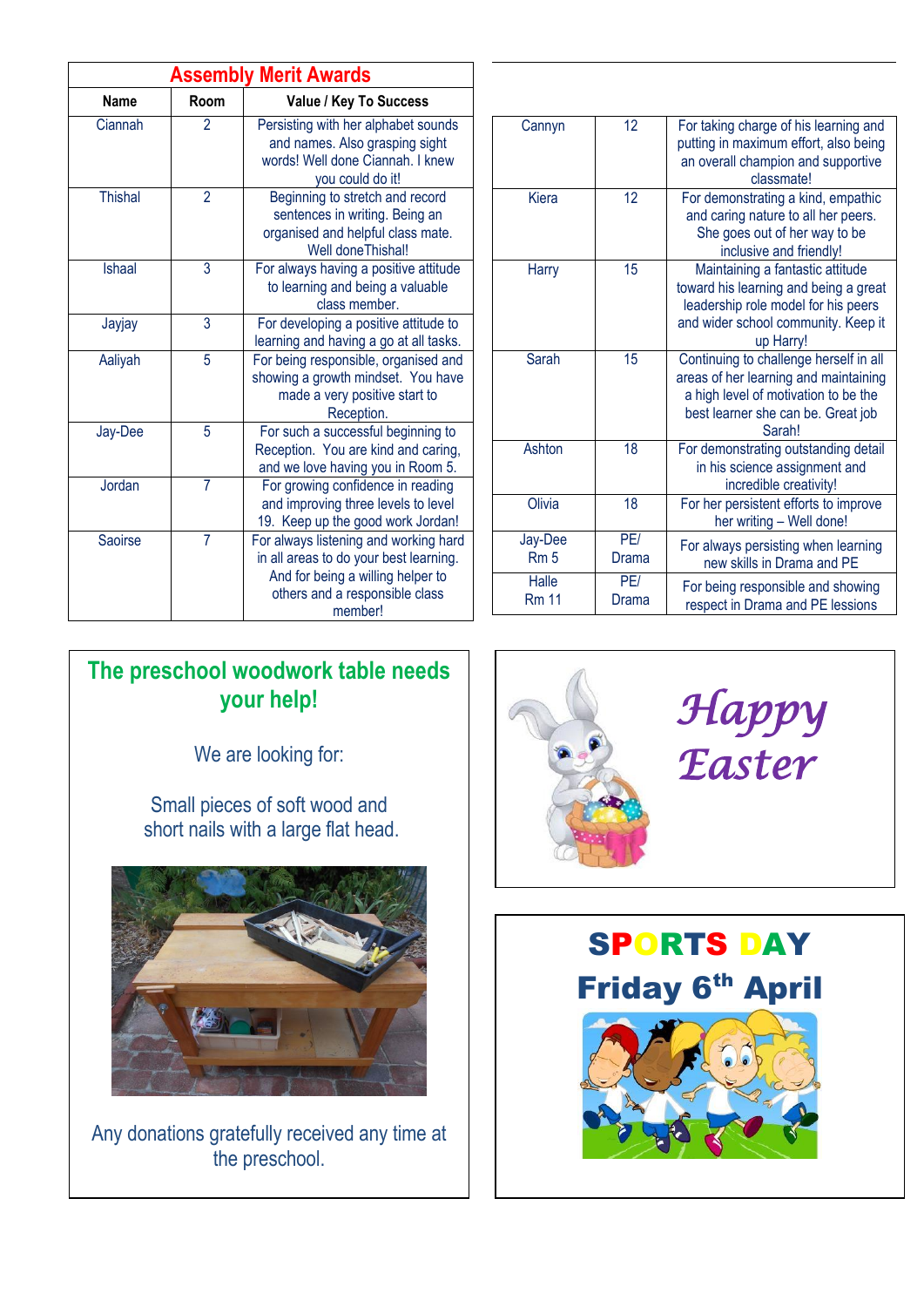## Assembly Merit Awards

| Name | Room | Value / Key To Success |
|---|---|---|
| Ciannah | 2 | Persisting with her alphabet sounds and names. Also grasping sight words! Well done Ciannah. I knew you could do it! |
| Thishal | 2 | Beginning to stretch and record sentences in writing. Being an organised and helpful class mate. Well doneThishal! |
| Ishaal | 3 | For always having a positive attitude to learning and being a valuable class member. |
| Jayjay | 3 | For developing a positive attitude to learning and having a go at all tasks. |
| Aaliyah | 5 | For being responsible, organised and showing a growth mindset. You have made a very positive start to Reception. |
| Jay-Dee | 5 | For such a successful beginning to Reception. You are kind and caring, and we love having you in Room 5. |
| Jordan | 7 | For growing confidence in reading and improving three levels to level 19. Keep up the good work Jordan! |
| Saoirse | 7 | For always listening and working hard in all areas to do your best learning. And for being a willing helper to others and a responsible class member! |
| Cannyn | 12 | For taking charge of his learning and putting in maximum effort, also being an overall champion and supportive classmate! |
| Kiera | 12 | For demonstrating a kind, empathic and caring nature to all her peers. She goes out of her way to be inclusive and friendly! |
| Harry | 15 | Maintaining a fantastic attitude toward his learning and being a great leadership role model for his peers and wider school community. Keep it up Harry! |
| Sarah | 15 | Continuing to challenge herself in all areas of her learning and maintaining a high level of motivation to be the best learner she can be. Great job Sarah! |
| Ashton | 18 | For demonstrating outstanding detail in his science assignment and incredible creativity! |
| Olivia | 18 | For her persistent efforts to improve her writing – Well done! |
| Jay-Dee Rm 5 | PE/ Drama | For always persisting when learning new skills in Drama and PE |
| Halle Rm 11 | PE/ Drama | For being responsible and showing respect in Drama and PE lessions |

## The preschool woodwork table needs your help!

We are looking for:

Small pieces of soft wood and short nails with a large flat head.

Any donations gratefully received any time at the preschool.

## *Happy Easter*

## SPORTS DAY

## Friday 6th April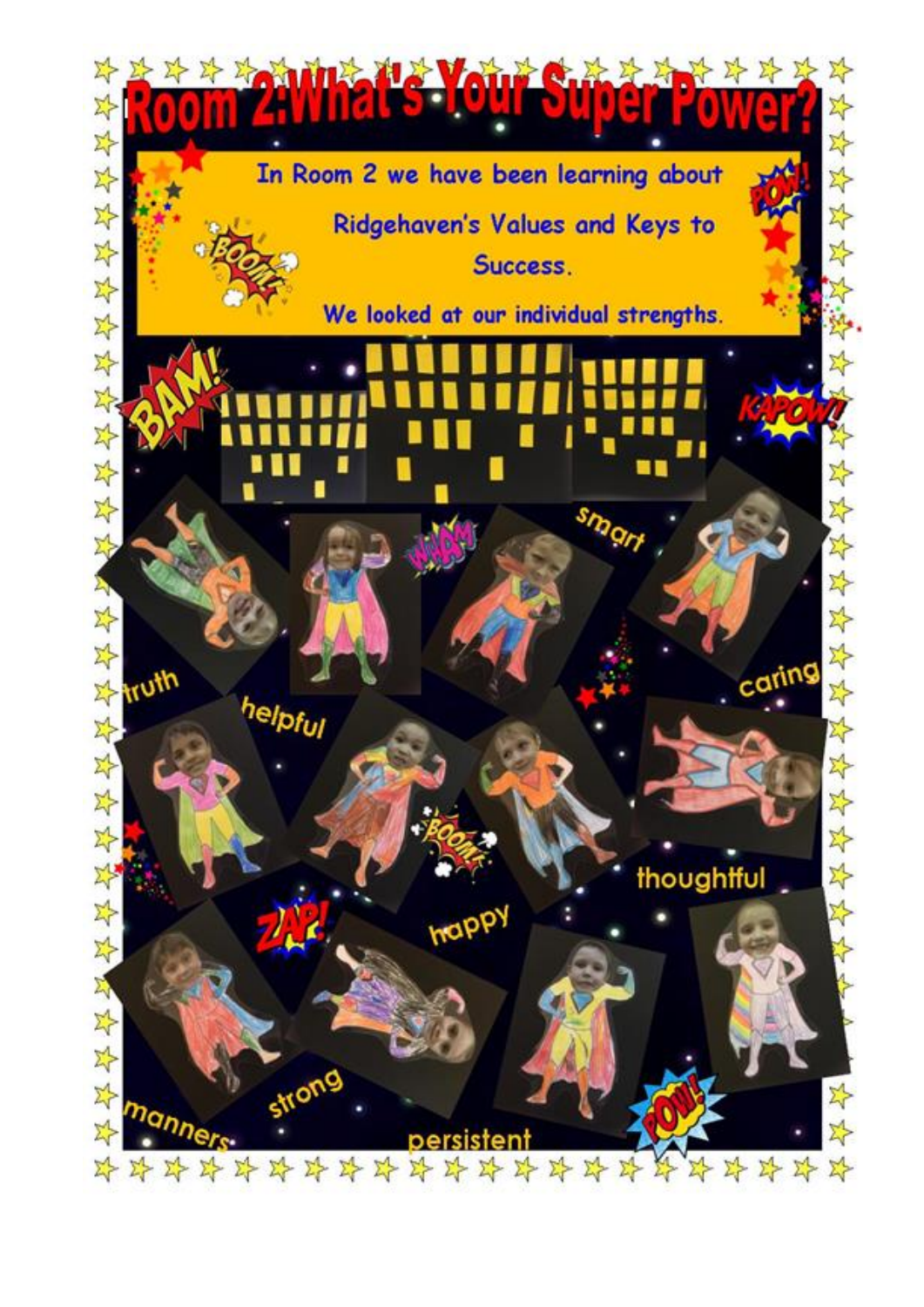# Room 2:What's Your Super Power?

In Room 2 we have been learning about Ridgehaven's Values and Keys to Success.

We looked at our individual strengths.

smart

truth

helpful

caring

thoughtful

happy

strong

manners

persistent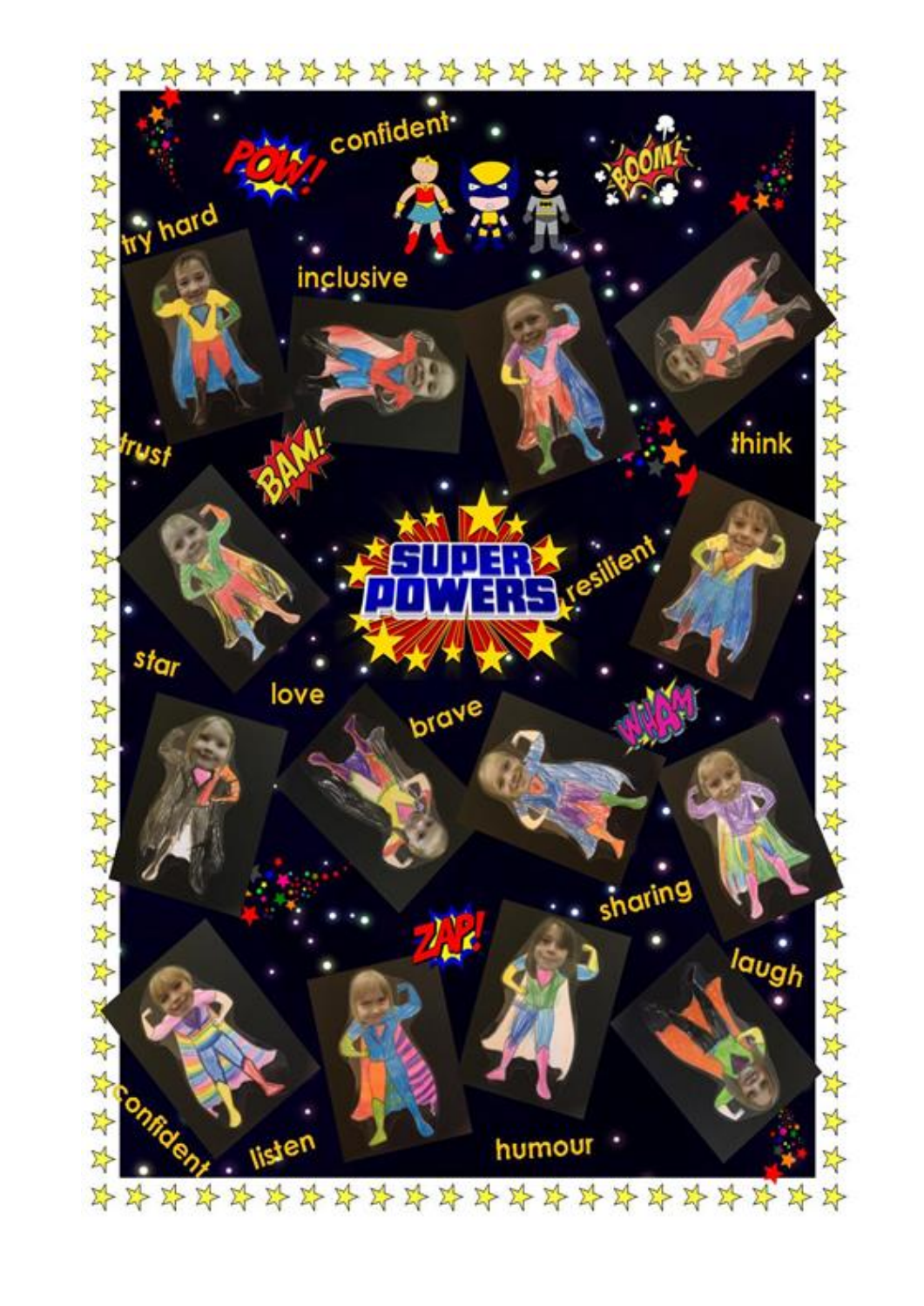confident

POW!

BOOM!

try hard

inclusive

trust

BAM!

think

SUPER POWERS

resilient

star

love

brave

WHAM

sharing

ZAP!

laugh

confident

listen

humour